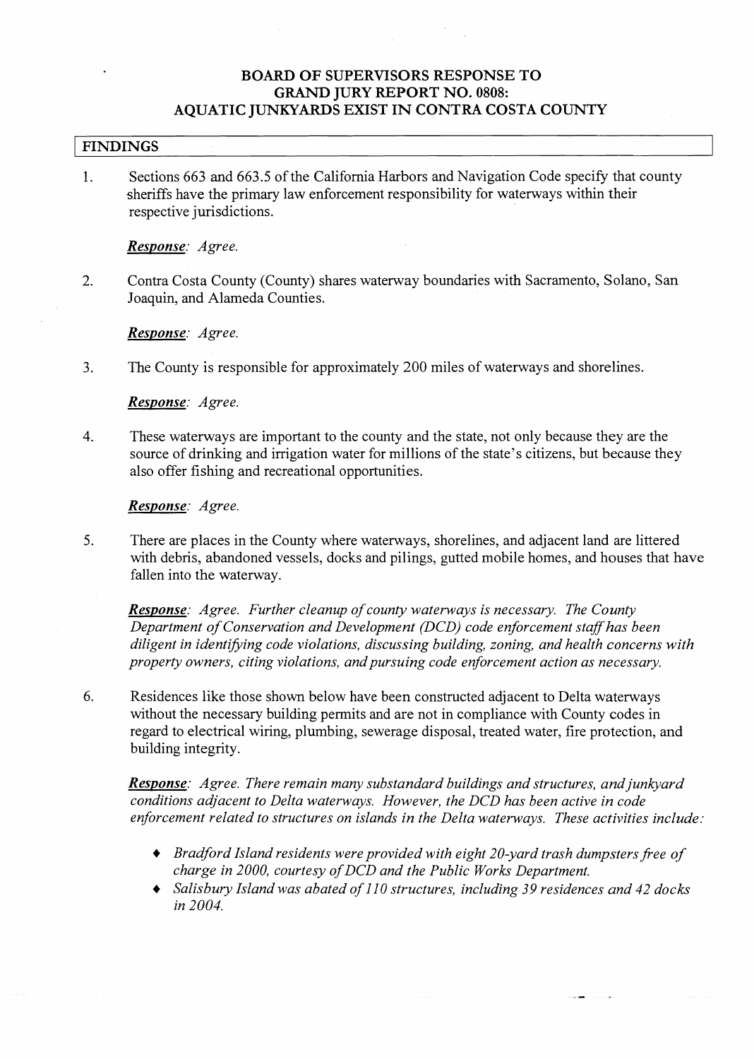# BOARD OF SUPERVISORS RESPONSE TO GRAND JURY REPORT NO. 0808: AQUATIC JUNKYARDS EXIST IN CONTRA COSTA COUNTY

## FINDINGS

1. Sections 663 and 663.5 of the California Harbors and Navigation Code specify that county sheriffs have the primary law enforcement responsibility for waterways within their respective jurisdictions.

   ***Response:*** *Agree.*

2. Contra Costa County (County) shares waterway boundaries with Sacramento, Solano, San Joaquin, and Alameda Counties.

   ***Response:*** *Agree.*

3. The County is responsible for approximately 200 miles of waterways and shorelines.

   ***Response:*** *Agree.*

4. These waterways are important to the county and the state, not only because they are the source of drinking and irrigation water for millions of the state's citizens, but because they also offer fishing and recreational opportunities.

   ***Response:*** *Agree.*

5. There are places in the County where waterways, shorelines, and adjacent land are littered with debris, abandoned vessels, docks and pilings, gutted mobile homes, and houses that have fallen into the waterway.

   ***Response:*** *Agree. Further cleanup of county waterways is necessary. The County Department of Conservation and Development (DCD) code enforcement staff has been diligent in identifying code violations, discussing building, zoning, and health concerns with property owners, citing violations, and pursuing code enforcement action as necessary.*

6. Residences like those shown below have been constructed adjacent to Delta waterways without the necessary building permits and are not in compliance with County codes in regard to electrical wiring, plumbing, sewerage disposal, treated water, fire protection, and building integrity.

   ***Response:*** *Agree. There remain many substandard buildings and structures, and junkyard conditions adjacent to Delta waterways. However, the DCD has been active in code enforcement related to structures on islands in the Delta waterways. These activities include:*

   - *Bradford Island residents were provided with eight 20-yard trash dumpsters free of charge in 2000, courtesy of DCD and the Public Works Department.*
   - *Salisbury Island was abated of 110 structures, including 39 residences and 42 docks in 2004.*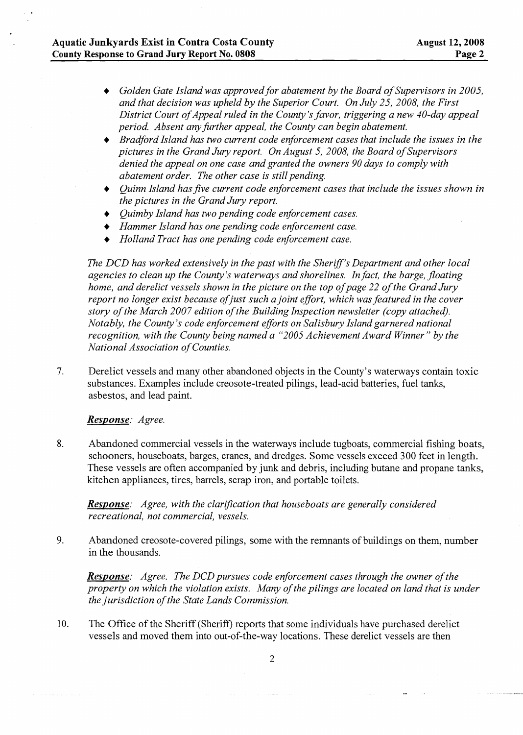- *Golden Gate Island was approved for abatement by the Board of Supervisors in 2005, and that decision was upheld by the Superior Court. On July 25, 2008, the First District Court of Appeal ruled in the County's favor, triggering a new 40-day appeal period. Absent any further appeal, the County can begin abatement.*
- *Bradford Island has two current code enforcement cases that include the issues in the pictures in the Grand Jury report. On August 5, 2008, the Board of Supervisors denied the appeal on one case and granted the owners 90 days to comply with abatement order. The other case is still pending.*
- *Quinn Island has five current code enforcement cases that include the issues shown in the pictures in the Grand Jury report.*
- *Quimby Island has two pending code enforcement cases.*
- *Hammer Island has one pending code enforcement case.*
- *Holland Tract has one pending code enforcement case.*

*The DCD has worked extensively in the past with the Sheriff's Department and other local agencies to clean up the County's waterways and shorelines. In fact, the barge, floating home, and derelict vessels shown in the picture on the top of page 22 of the Grand Jury report no longer exist because of just such a joint effort, which was featured in the cover story of the March 2007 edition of the Building Inspection newsletter (copy attached). Notably, the County's code enforcement efforts on Salisbury Island garnered national recognition, with the County being named a "2005 Achievement Award Winner" by the National Association of Counties.*

7. Derelict vessels and many other abandoned objects in the County's waterways contain toxic substances. Examples include creosote-treated pilings, lead-acid batteries, fuel tanks, asbestos, and lead paint.

   ***Response***: *Agree.*

8. Abandoned commercial vessels in the waterways include tugboats, commercial fishing boats, schooners, houseboats, barges, cranes, and dredges. Some vessels exceed 300 feet in length. These vessels are often accompanied by junk and debris, including butane and propane tanks, kitchen appliances, tires, barrels, scrap iron, and portable toilets.

   ***Response***: *Agree, with the clarification that houseboats are generally considered recreational, not commercial, vessels.*

9. Abandoned creosote-covered pilings, some with the remnants of buildings on them, number in the thousands.

   ***Response***: *Agree. The DCD pursues code enforcement cases through the owner of the property on which the violation exists. Many of the pilings are located on land that is under the jurisdiction of the State Lands Commission.*

10. The Office of the Sheriff (Sheriff) reports that some individuals have purchased derelict vessels and moved them into out-of-the-way locations. These derelict vessels are then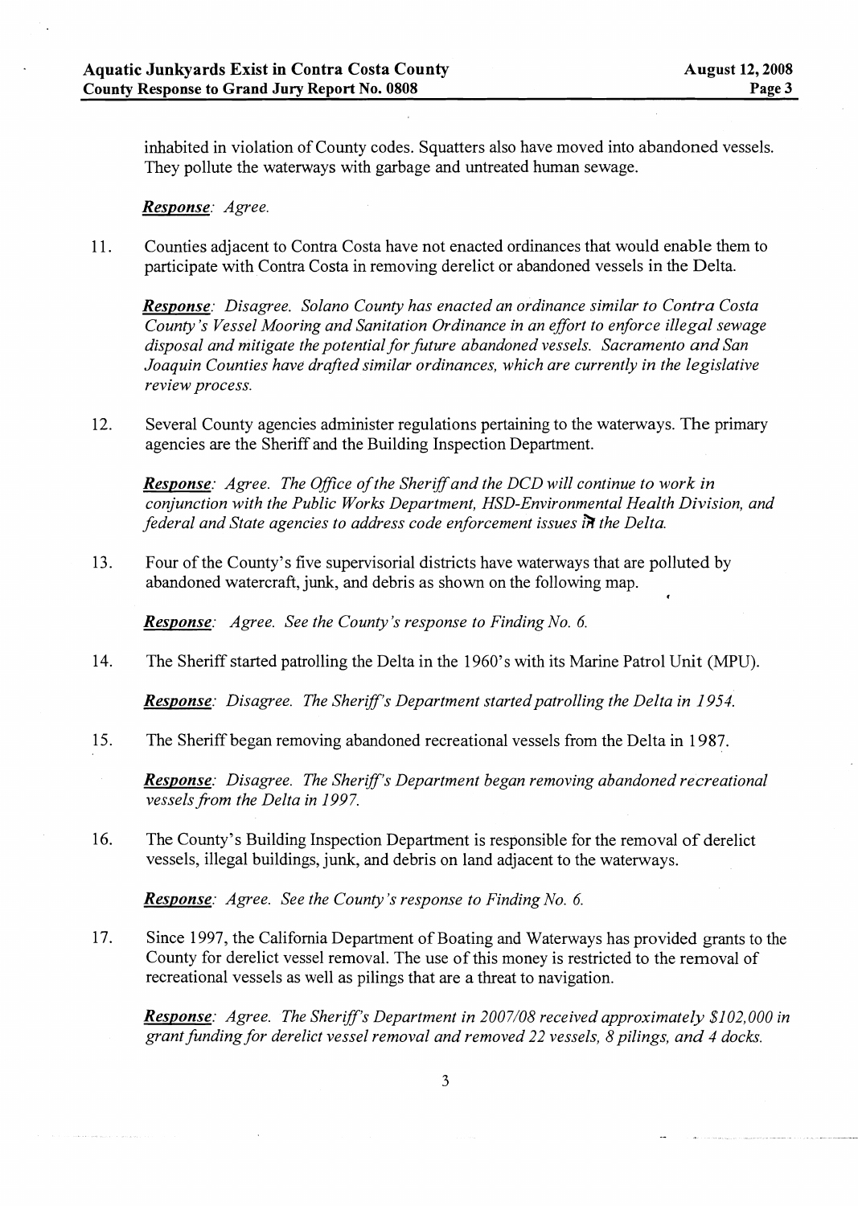inhabited in violation of County codes. Squatters also have moved into abandoned vessels. They pollute the waterways with garbage and untreated human sewage.

***Response**: Agree.*

11. Counties adjacent to Contra Costa have not enacted ordinances that would enable them to participate with Contra Costa in removing derelict or abandoned vessels in the Delta.

    ***Response**: Disagree. Solano County has enacted an ordinance similar to Contra Costa County's Vessel Mooring and Sanitation Ordinance in an effort to enforce illegal sewage disposal and mitigate the potential for future abandoned vessels. Sacramento and San Joaquin Counties have drafted similar ordinances, which are currently in the legislative review process.*

12. Several County agencies administer regulations pertaining to the waterways. The primary agencies are the Sheriff and the Building Inspection Department.

    ***Response**: Agree. The Office of the Sheriff and the DCD will continue to work in conjunction with the Public Works Department, HSD-Environmental Health Division, and federal and State agencies to address code enforcement issues in the Delta.*

13. Four of the County's five supervisorial districts have waterways that are polluted by abandoned watercraft, junk, and debris as shown on the following map.

    ***Response**: Agree. See the County's response to Finding No. 6.*

14. The Sheriff started patrolling the Delta in the 1960's with its Marine Patrol Unit (MPU).

    ***Response**: Disagree. The Sheriff's Department started patrolling the Delta in 1954.*

15. The Sheriff began removing abandoned recreational vessels from the Delta in 1987.

    ***Response**: Disagree. The Sheriff's Department began removing abandoned recreational vessels from the Delta in 1997.*

16. The County's Building Inspection Department is responsible for the removal of derelict vessels, illegal buildings, junk, and debris on land adjacent to the waterways.

    ***Response**: Agree. See the County's response to Finding No. 6.*

17. Since 1997, the California Department of Boating and Waterways has provided grants to the County for derelict vessel removal. The use of this money is restricted to the removal of recreational vessels as well as pilings that are a threat to navigation.

    ***Response**: Agree. The Sheriff's Department in 2007/08 received approximately $102,000 in grant funding for derelict vessel removal and removed 22 vessels, 8 pilings, and 4 docks.*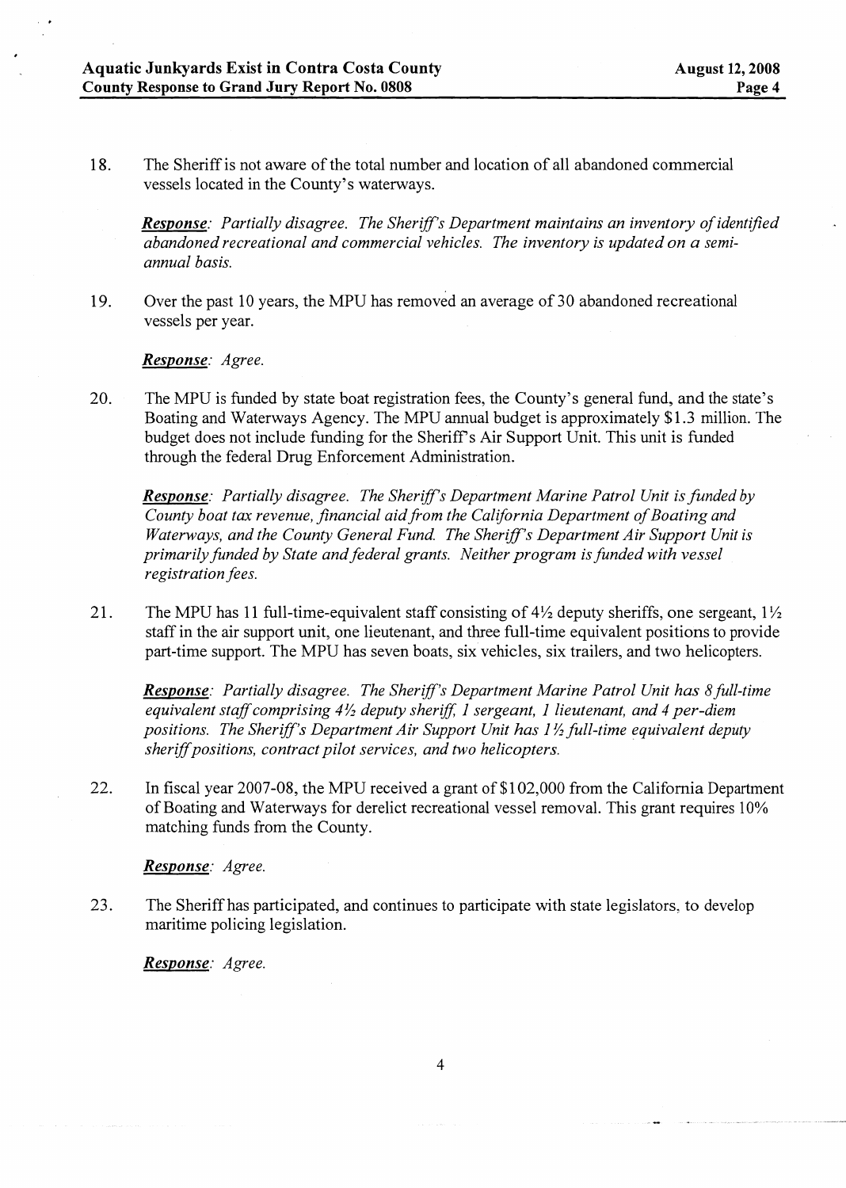18. The Sheriff is not aware of the total number and location of all abandoned commercial vessels located in the County's waterways.

    ***Response**: Partially disagree. The Sheriff's Department maintains an inventory of identified abandoned recreational and commercial vehicles. The inventory is updated on a semi-annual basis.*

19. Over the past 10 years, the MPU has removed an average of 30 abandoned recreational vessels per year.

    ***Response**: Agree.*

20. The MPU is funded by state boat registration fees, the County's general fund, and the state's Boating and Waterways Agency. The MPU annual budget is approximately $1.3 million. The budget does not include funding for the Sheriff's Air Support Unit. This unit is funded through the federal Drug Enforcement Administration.

    ***Response**: Partially disagree. The Sheriff's Department Marine Patrol Unit is funded by County boat tax revenue, financial aid from the California Department of Boating and Waterways, and the County General Fund. The Sheriff's Department Air Support Unit is primarily funded by State and federal grants. Neither program is funded with vessel registration fees.*

21. The MPU has 11 full-time-equivalent staff consisting of 4½ deputy sheriffs, one sergeant, 1½ staff in the air support unit, one lieutenant, and three full-time equivalent positions to provide part-time support. The MPU has seven boats, six vehicles, six trailers, and two helicopters.

    ***Response**: Partially disagree. The Sheriff's Department Marine Patrol Unit has 8 full-time equivalent staff comprising 4½ deputy sheriff, 1 sergeant, 1 lieutenant, and 4 per-diem positions. The Sheriff's Department Air Support Unit has 1½ full-time equivalent deputy sheriff positions, contract pilot services, and two helicopters.*

22. In fiscal year 2007-08, the MPU received a grant of $102,000 from the California Department of Boating and Waterways for derelict recreational vessel removal. This grant requires 10% matching funds from the County.

    ***Response**: Agree.*

23. The Sheriff has participated, and continues to participate with state legislators, to develop maritime policing legislation.

    ***Response**: Agree.*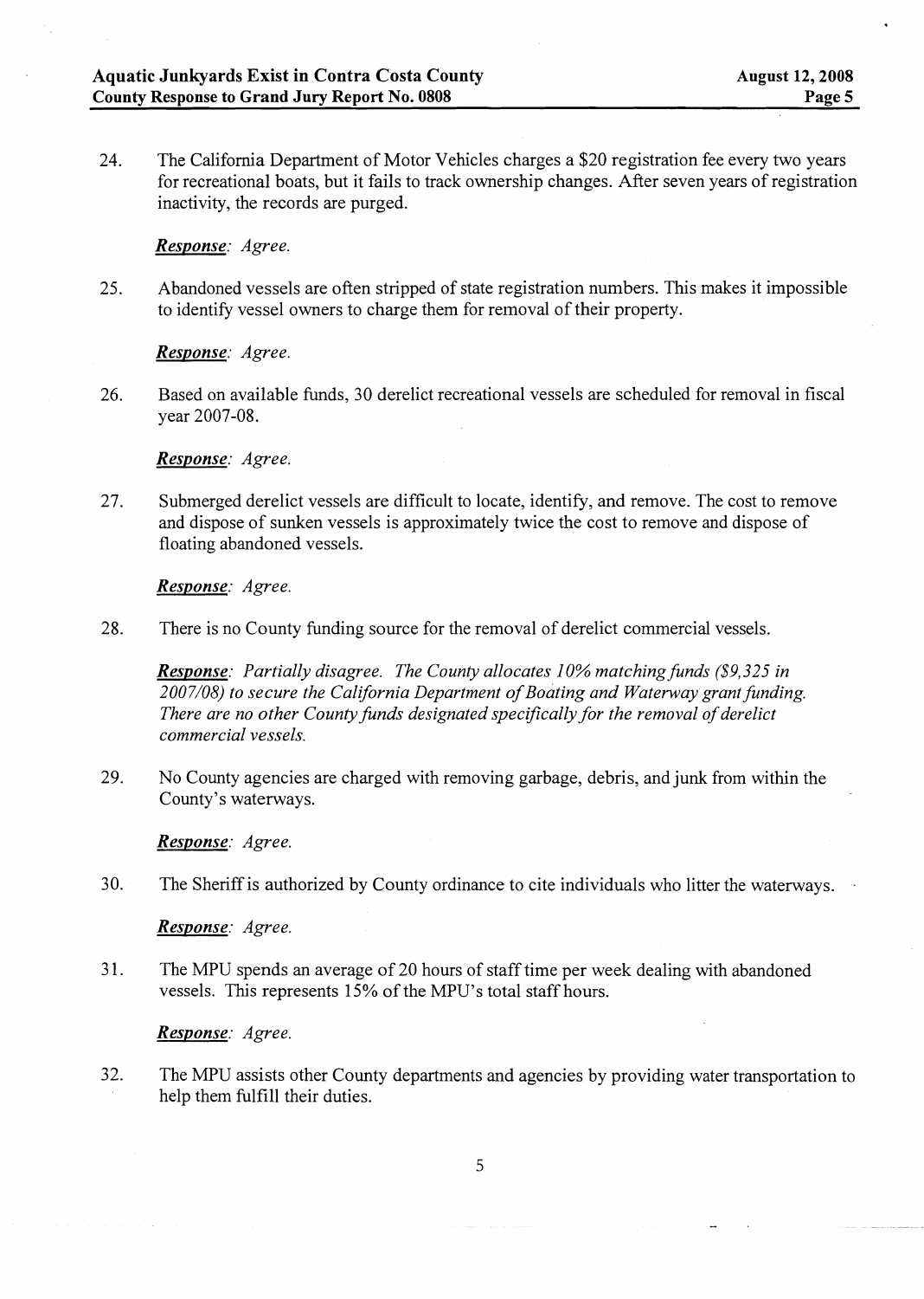24. The California Department of Motor Vehicles charges a $20 registration fee every two years for recreational boats, but it fails to track ownership changes. After seven years of registration inactivity, the records are purged.

    ***Response**: Agree.*

25. Abandoned vessels are often stripped of state registration numbers. This makes it impossible to identify vessel owners to charge them for removal of their property.

    ***Response**: Agree.*

26. Based on available funds, 30 derelict recreational vessels are scheduled for removal in fiscal year 2007-08.

    ***Response**: Agree.*

27. Submerged derelict vessels are difficult to locate, identify, and remove. The cost to remove and dispose of sunken vessels is approximately twice the cost to remove and dispose of floating abandoned vessels.

    ***Response**: Agree.*

28. There is no County funding source for the removal of derelict commercial vessels.

    ***Response**: Partially disagree. The County allocates 10% matching funds ($9,325 in 2007/08) to secure the California Department of Boating and Waterway grant funding. There are no other County funds designated specifically for the removal of derelict commercial vessels.*

29. No County agencies are charged with removing garbage, debris, and junk from within the County's waterways.

    ***Response**: Agree.*

30. The Sheriff is authorized by County ordinance to cite individuals who litter the waterways.

    ***Response**: Agree.*

31. The MPU spends an average of 20 hours of staff time per week dealing with abandoned vessels. This represents 15% of the MPU's total staff hours.

    ***Response**: Agree.*

32. The MPU assists other County departments and agencies by providing water transportation to help them fulfill their duties.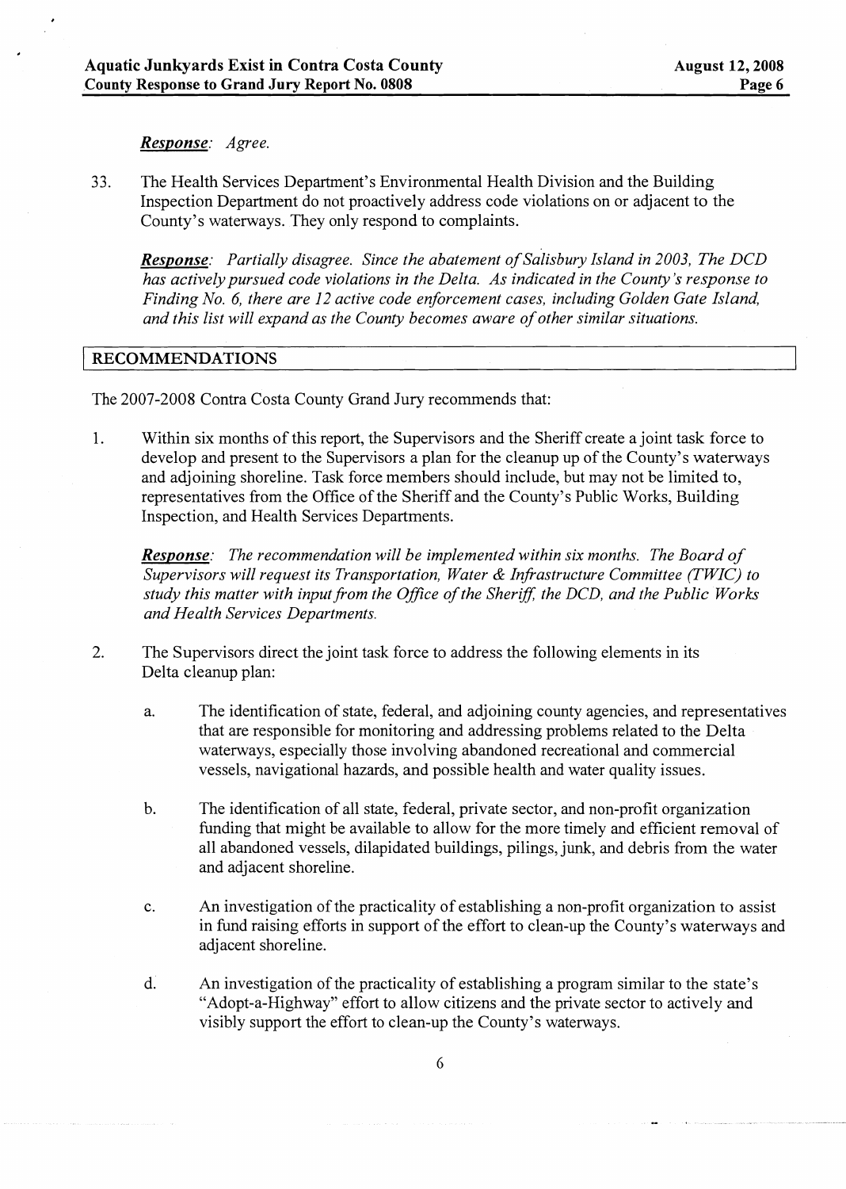***Response**: Agree.*

33. The Health Services Department's Environmental Health Division and the Building Inspection Department do not proactively address code violations on or adjacent to the County's waterways. They only respond to complaints.

    ***Response**: Partially disagree. Since the abatement of Salisbury Island in 2003, The DCD has actively pursued code violations in the Delta. As indicated in the County's response to Finding No. 6, there are 12 active code enforcement cases, including Golden Gate Island, and this list will expand as the County becomes aware of other similar situations.*

## RECOMMENDATIONS

The 2007-2008 Contra Costa County Grand Jury recommends that:

1. Within six months of this report, the Supervisors and the Sheriff create a joint task force to develop and present to the Supervisors a plan for the cleanup up of the County's waterways and adjoining shoreline. Task force members should include, but may not be limited to, representatives from the Office of the Sheriff and the County's Public Works, Building Inspection, and Health Services Departments.

   ***Response**: The recommendation will be implemented within six months. The Board of Supervisors will request its Transportation, Water & Infrastructure Committee (TWIC) to study this matter with input from the Office of the Sheriff, the DCD, and the Public Works and Health Services Departments.*

2. The Supervisors direct the joint task force to address the following elements in its Delta cleanup plan:

   a. The identification of state, federal, and adjoining county agencies, and representatives that are responsible for monitoring and addressing problems related to the Delta waterways, especially those involving abandoned recreational and commercial vessels, navigational hazards, and possible health and water quality issues.

   b. The identification of all state, federal, private sector, and non-profit organization funding that might be available to allow for the more timely and efficient removal of all abandoned vessels, dilapidated buildings, pilings, junk, and debris from the water and adjacent shoreline.

   c. An investigation of the practicality of establishing a non-profit organization to assist in fund raising efforts in support of the effort to clean-up the County's waterways and adjacent shoreline.

   d. An investigation of the practicality of establishing a program similar to the state's "Adopt-a-Highway" effort to allow citizens and the private sector to actively and visibly support the effort to clean-up the County's waterways.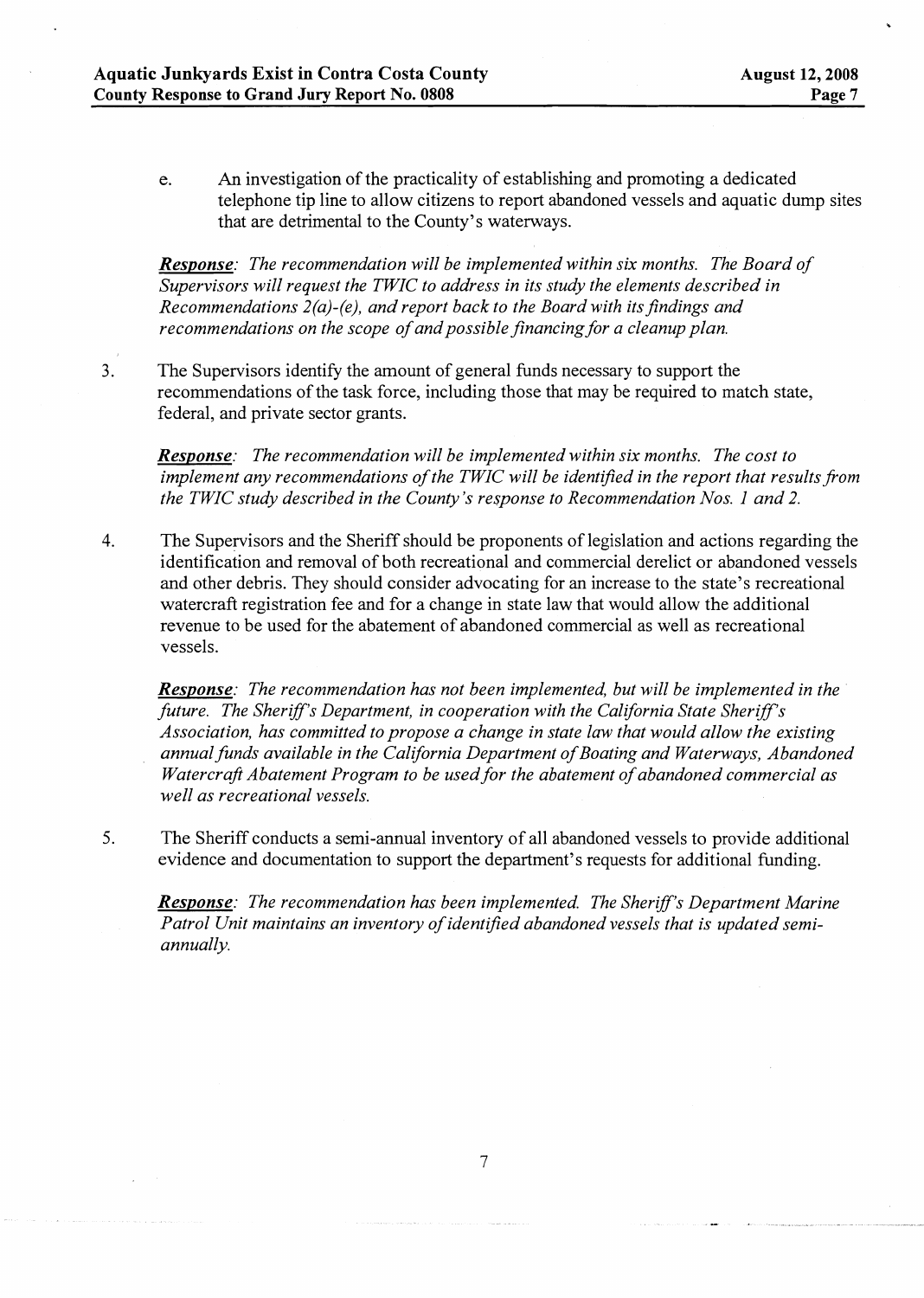e. An investigation of the practicality of establishing and promoting a dedicated telephone tip line to allow citizens to report abandoned vessels and aquatic dump sites that are detrimental to the County's waterways.

***Response**: The recommendation will be implemented within six months. The Board of Supervisors will request the TWIC to address in its study the elements described in Recommendations 2(a)-(e), and report back to the Board with its findings and recommendations on the scope of and possible financing for a cleanup plan.*

3. The Supervisors identify the amount of general funds necessary to support the recommendations of the task force, including those that may be required to match state, federal, and private sector grants.

   ***Response**: The recommendation will be implemented within six months. The cost to implement any recommendations of the TWIC will be identified in the report that results from the TWIC study described in the County's response to Recommendation Nos. 1 and 2.*

4. The Supervisors and the Sheriff should be proponents of legislation and actions regarding the identification and removal of both recreational and commercial derelict or abandoned vessels and other debris. They should consider advocating for an increase to the state's recreational watercraft registration fee and for a change in state law that would allow the additional revenue to be used for the abatement of abandoned commercial as well as recreational vessels.

   ***Response**: The recommendation has not been implemented, but will be implemented in the future. The Sheriff's Department, in cooperation with the California State Sheriff's Association, has committed to propose a change in state law that would allow the existing annual funds available in the California Department of Boating and Waterways, Abandoned Watercraft Abatement Program to be used for the abatement of abandoned commercial as well as recreational vessels.*

5. The Sheriff conducts a semi-annual inventory of all abandoned vessels to provide additional evidence and documentation to support the department's requests for additional funding.

   ***Response**: The recommendation has been implemented. The Sheriff's Department Marine Patrol Unit maintains an inventory of identified abandoned vessels that is updated semi-annually.*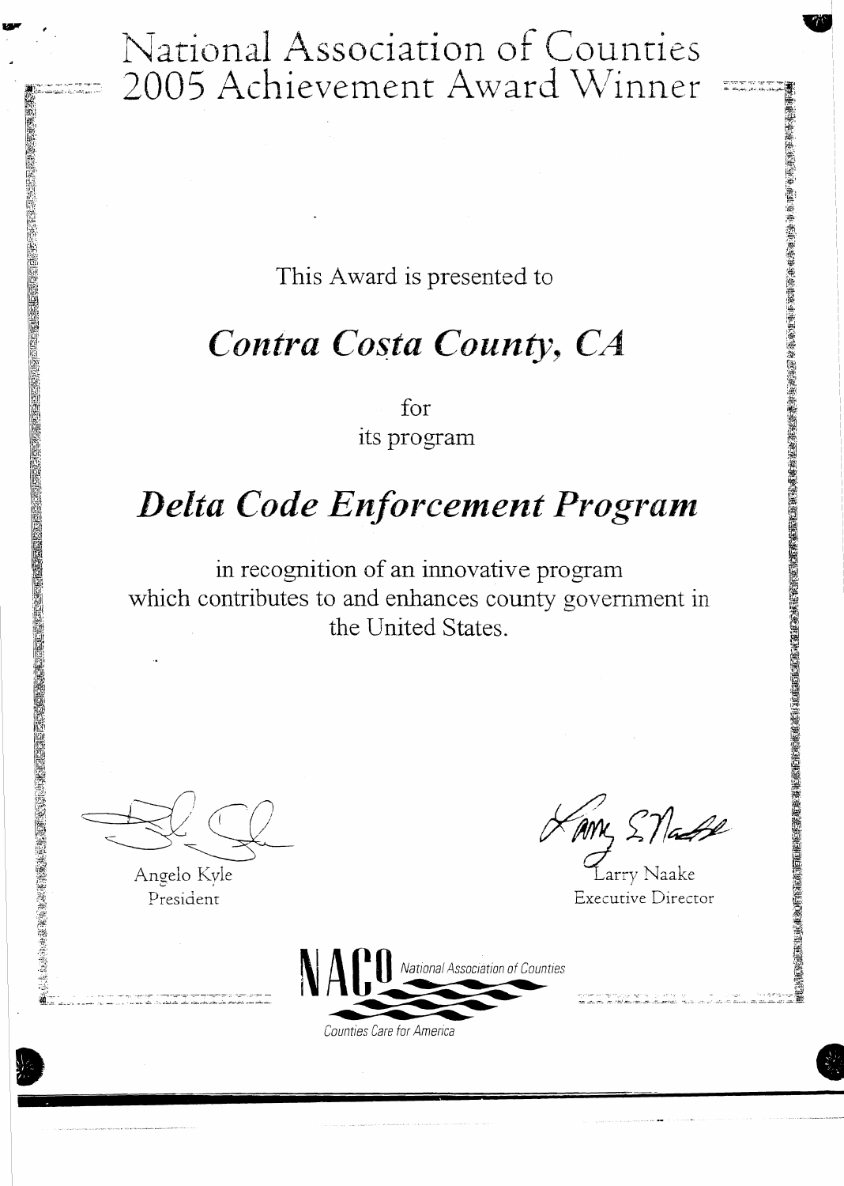# National Association of Counties 2005 Achievement Award Winner

This Award is presented to

## *Contra Costa County, CA*

for
its program

## *Delta Code Enforcement Program*

in recognition of an innovative program which contributes to and enhances county government in the United States.

Angelo Kyle
President

Larry Naake
Executive Director

NACo National Association of Counties

Counties Care for America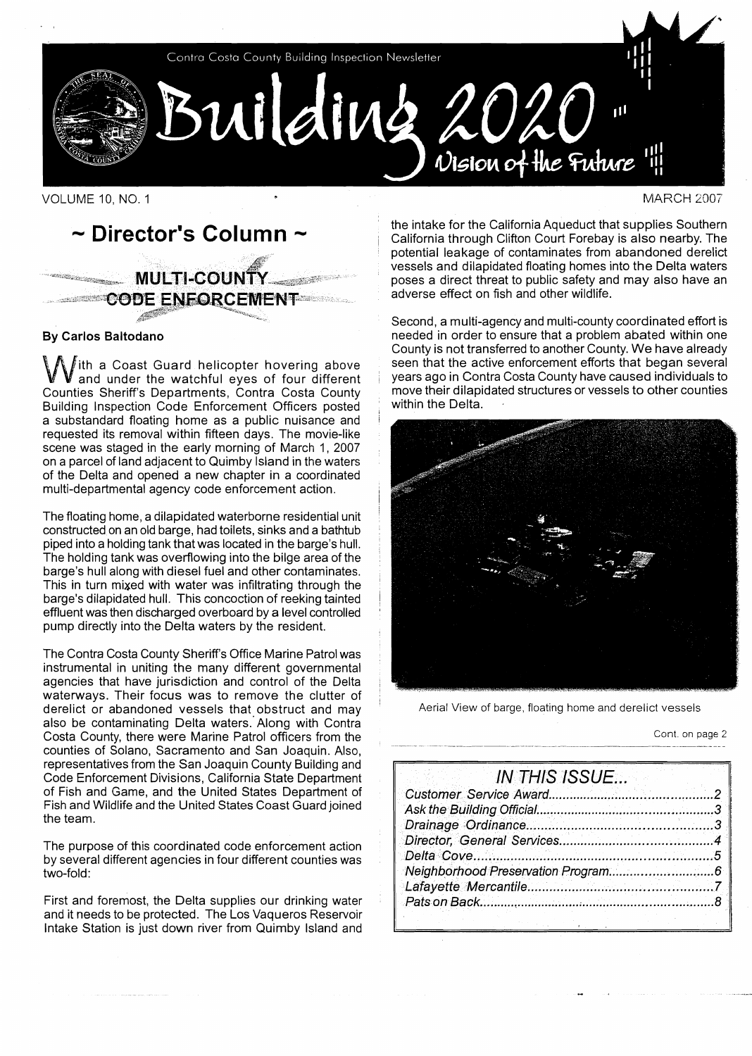Contra Costa County Building Inspection Newsletter

# Building 2020 – Vision of the Future

VOLUME 10, NO. 1

MARCH 2007

## ~ Director's Column ~

### MULTI-COUNTY CODE ENFORCEMENT

**By Carlos Baltodano**

With a Coast Guard helicopter hovering above and under the watchful eyes of four different Counties Sheriff's Departments, Contra Costa County Building Inspection Code Enforcement Officers posted a substandard floating home as a public nuisance and requested its removal within fifteen days. The movie-like scene was staged in the early morning of March 1, 2007 on a parcel of land adjacent to Quimby Island in the waters of the Delta and opened a new chapter in a coordinated multi-departmental agency code enforcement action.

The floating home, a dilapidated waterborne residential unit constructed on an old barge, had toilets, sinks and a bathtub piped into a holding tank that was located in the barge's hull. The holding tank was overflowing into the bilge area of the barge's hull along with diesel fuel and other contaminates. This in turn mixed with water was infiltrating through the barge's dilapidated hull. This concoction of reeking tainted effluent was then discharged overboard by a level controlled pump directly into the Delta waters by the resident.

The Contra Costa County Sheriff's Office Marine Patrol was instrumental in uniting the many different governmental agencies that have jurisdiction and control of the Delta waterways. Their focus was to remove the clutter of derelict or abandoned vessels that obstruct and may also be contaminating Delta waters. Along with Contra Costa County, there were Marine Patrol officers from the counties of Solano, Sacramento and San Joaquin. Also, representatives from the San Joaquin County Building and Code Enforcement Divisions, California State Department of Fish and Game, and the United States Department of Fish and Wildlife and the United States Coast Guard joined the team.

The purpose of this coordinated code enforcement action by several different agencies in four different counties was two-fold:

First and foremost, the Delta supplies our drinking water and it needs to be protected. The Los Vaqueros Reservoir Intake Station is just down river from Quimby Island and the intake for the California Aqueduct that supplies Southern California through Clifton Court Forebay is also nearby. The potential leakage of contaminates from abandoned derelict vessels and dilapidated floating homes into the Delta waters poses a direct threat to public safety and may also have an adverse effect on fish and other wildlife.

Second, a multi-agency and multi-county coordinated effort is needed in order to ensure that a problem abated within one County is not transferred to another County. We have already seen that the active enforcement efforts that began several years ago in Contra Costa County have caused individuals to move their dilapidated structures or vessels to other counties within the Delta.

Aerial View of barge, floating home and derelict vessels

Cont. on page 2

### IN THIS ISSUE...

| | |
|---|---|
| Customer Service Award | 2 |
| Ask the Building Official | 3 |
| Drainage Ordinance | 3 |
| Director, General Services | 4 |
| Delta Cove | 5 |
| Neighborhood Preservation Program | 6 |
| Lafayette Mercantile | 7 |
| Pats on Back | 8 |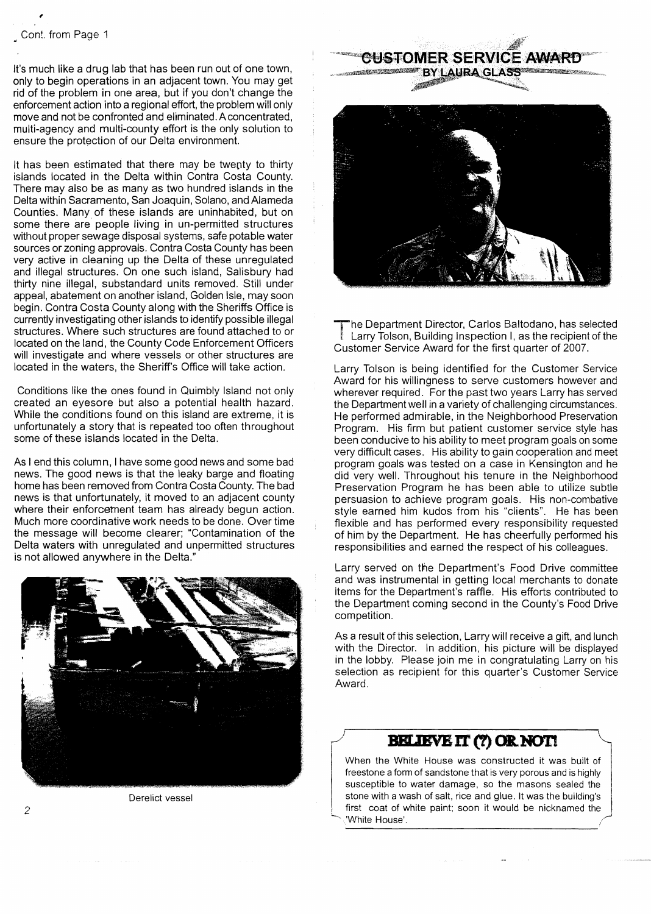Cont. from Page 1

It's much like a drug lab that has been run out of one town, only to begin operations in an adjacent town. You may get rid of the problem in one area, but if you don't change the enforcement action into a regional effort, the problem will only move and not be confronted and eliminated. A concentrated, multi-agency and multi-county effort is the only solution to ensure the protection of our Delta environment.

It has been estimated that there may be twenty to thirty islands located in the Delta within Contra Costa County. There may also be as many as two hundred islands in the Delta within Sacramento, San Joaquin, Solano, and Alameda Counties. Many of these islands are uninhabited, but on some there are people living in un-permitted structures without proper sewage disposal systems, safe potable water sources or zoning approvals. Contra Costa County has been very active in cleaning up the Delta of these unregulated and illegal structures. On one such island, Salisbury had thirty nine illegal, substandard units removed. Still under appeal, abatement on another island, Golden Isle, may soon begin. Contra Costa County along with the Sheriffs Office is currently investigating other islands to identify possible illegal structures. Where such structures are found attached to or located on the land, the County Code Enforcement Officers will investigate and where vessels or other structures are located in the waters, the Sheriff's Office will take action.

Conditions like the ones found in Quimbly Island not only created an eyesore but also a potential health hazard. While the conditions found on this island are extreme, it is unfortunately a story that is repeated too often throughout some of these islands located in the Delta.

As I end this column, I have some good news and some bad news. The good news is that the leaky barge and floating home has been removed from Contra Costa County. The bad news is that unfortunately, it moved to an adjacent county where their enforcement team has already begun action. Much more coordinative work needs to be done. Over time the message will become clearer; "Contamination of the Delta waters with unregulated and unpermitted structures is not allowed anywhere in the Delta."

Derelict vessel

## CUSTOMER SERVICE AWARD

### BY LAURA GLASS

The Department Director, Carlos Baltodano, has selected Larry Tolson, Building Inspection I, as the recipient of the Customer Service Award for the first quarter of 2007.

Larry Tolson is being identified for the Customer Service Award for his willingness to serve customers however and wherever required. For the past two years Larry has served the Department well in a variety of challenging circumstances. He performed admirable, in the Neighborhood Preservation Program. His firm but patient customer service style has been conducive to his ability to meet program goals on some very difficult cases. His ability to gain cooperation and meet program goals was tested on a case in Kensington and he did very well. Throughout his tenure in the Neighborhood Preservation Program he has been able to utilize subtle persuasion to achieve program goals. His non-combative style earned him kudos from his "clients". He has been flexible and has performed every responsibility requested of him by the Department. He has cheerfully performed his responsibilities and earned the respect of his colleagues.

Larry served on the Department's Food Drive committee and was instrumental in getting local merchants to donate items for the Department's raffle. His efforts contributed to the Department coming second in the County's Food Drive competition.

As a result of this selection, Larry will receive a gift, and lunch with the Director. In addition, his picture will be displayed in the lobby. Please join me in congratulating Larry on his selection as recipient for this quarter's Customer Service Award.

## BELIEVE IT (?) OR NOT!

When the White House was constructed it was built of freestone a form of sandstone that is very porous and is highly susceptible to water damage, so the masons sealed the stone with a wash of salt, rice and glue. It was the building's first coat of white paint; soon it would be nicknamed the 'White House'.